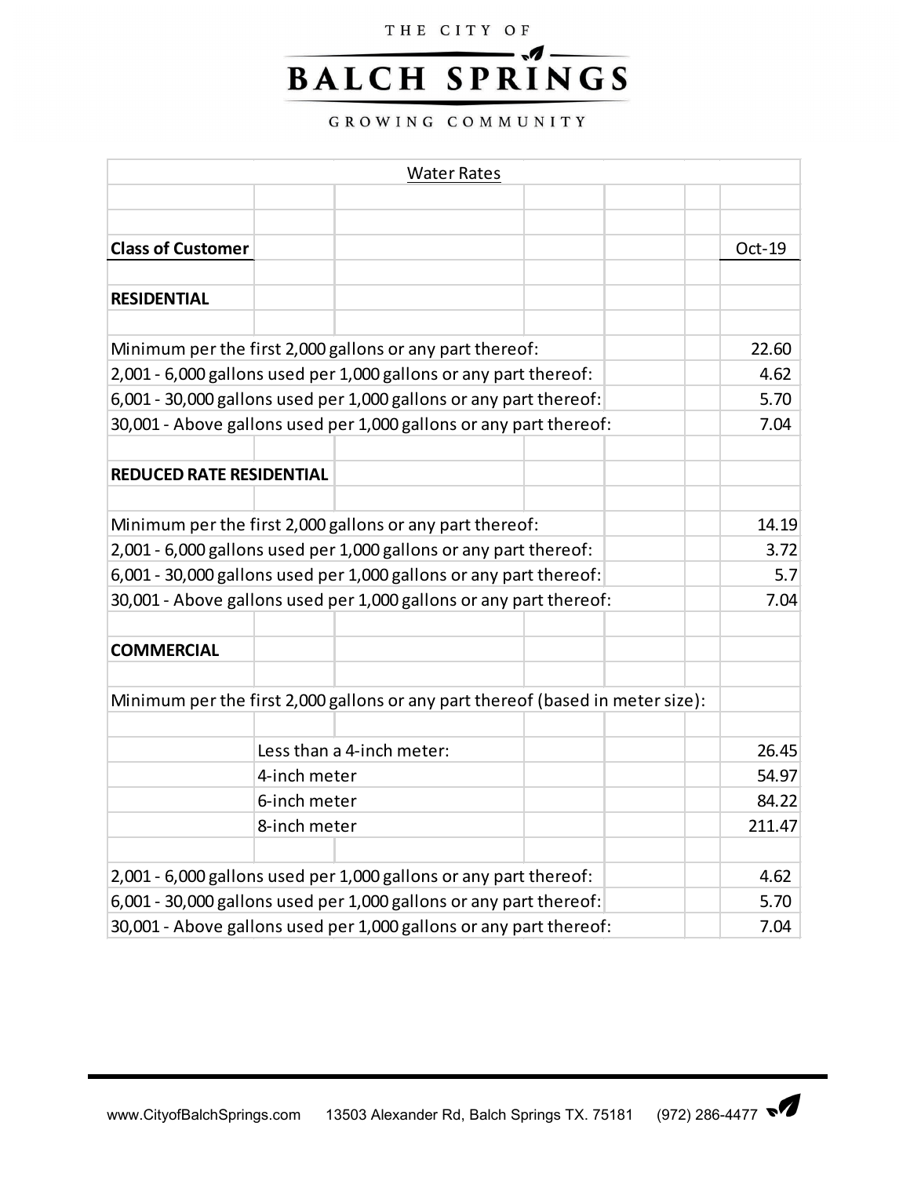THE CITY OF

# BALCH SPRINGS

GROWING COMMUNITY

## Water Rates

| Class of Customer | | Oct-19 |
|---|---|---|
| **RESIDENTIAL** | | |
| Minimum per the first 2,000 gallons or any part thereof: | | 22.60 |
| 2,001 - 6,000 gallons used per 1,000 gallons or any part thereof: | | 4.62 |
| 6,001 - 30,000 gallons used per 1,000 gallons or any part thereof: | | 5.70 |
| 30,001 - Above gallons used per 1,000 gallons or any part thereof: | | 7.04 |
| **REDUCED RATE RESIDENTIAL** | | |
| Minimum per the first 2,000 gallons or any part thereof: | | 14.19 |
| 2,001 - 6,000 gallons used per 1,000 gallons or any part thereof: | | 3.72 |
| 6,001 - 30,000 gallons used per 1,000 gallons or any part thereof: | | 5.7 |
| 30,001 - Above gallons used per 1,000 gallons or any part thereof: | | 7.04 |
| **COMMERCIAL** | | |
| Minimum per the first 2,000 gallons or any part thereof (based in meter size): | | |
| | Less than a 4-inch meter: | 26.45 |
| | 4-inch meter | 54.97 |
| | 6-inch meter | 84.22 |
| | 8-inch meter | 211.47 |
| 2,001 - 6,000 gallons used per 1,000 gallons or any part thereof: | | 4.62 |
| 6,001 - 30,000 gallons used per 1,000 gallons or any part thereof: | | 5.70 |
| 30,001 - Above gallons used per 1,000 gallons or any part thereof: | | 7.04 |

www.CityofBalchSprings.com 13503 Alexander Rd, Balch Springs TX. 75181 (972) 286-4477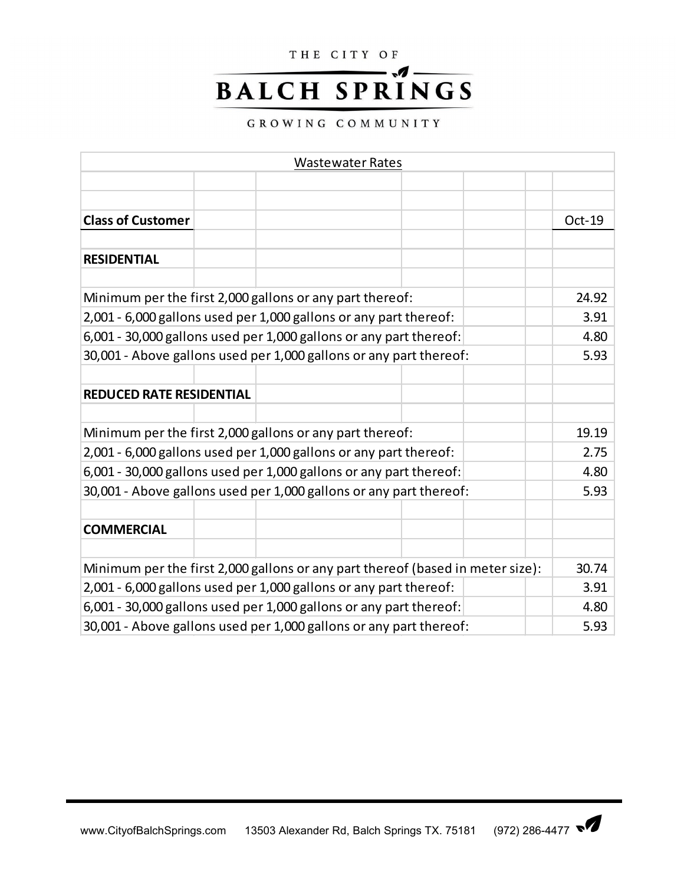THE CITY OF

# BALCH SPRINGS

GROWING COMMUNITY

| Wastewater Rates | |
|---|---|
| | |
| **Class of Customer** | Oct-19 |
| | |
| **RESIDENTIAL** | |
| | |
| Minimum per the first 2,000 gallons or any part thereof: | 24.92 |
| 2,001 - 6,000 gallons used per 1,000 gallons or any part thereof: | 3.91 |
| 6,001 - 30,000 gallons used per 1,000 gallons or any part thereof: | 4.80 |
| 30,001 - Above gallons used per 1,000 gallons or any part thereof: | 5.93 |
| | |
| **REDUCED RATE RESIDENTIAL** | |
| | |
| Minimum per the first 2,000 gallons or any part thereof: | 19.19 |
| 2,001 - 6,000 gallons used per 1,000 gallons or any part thereof: | 2.75 |
| 6,001 - 30,000 gallons used per 1,000 gallons or any part thereof: | 4.80 |
| 30,001 - Above gallons used per 1,000 gallons or any part thereof: | 5.93 |
| | |
| **COMMERCIAL** | |
| | |
| Minimum per the first 2,000 gallons or any part thereof (based in meter size): | 30.74 |
| 2,001 - 6,000 gallons used per 1,000 gallons or any part thereof: | 3.91 |
| 6,001 - 30,000 gallons used per 1,000 gallons or any part thereof: | 4.80 |
| 30,001 - Above gallons used per 1,000 gallons or any part thereof: | 5.93 |

www.CityofBalchSprings.com 13503 Alexander Rd, Balch Springs TX. 75181 (972) 286-4477